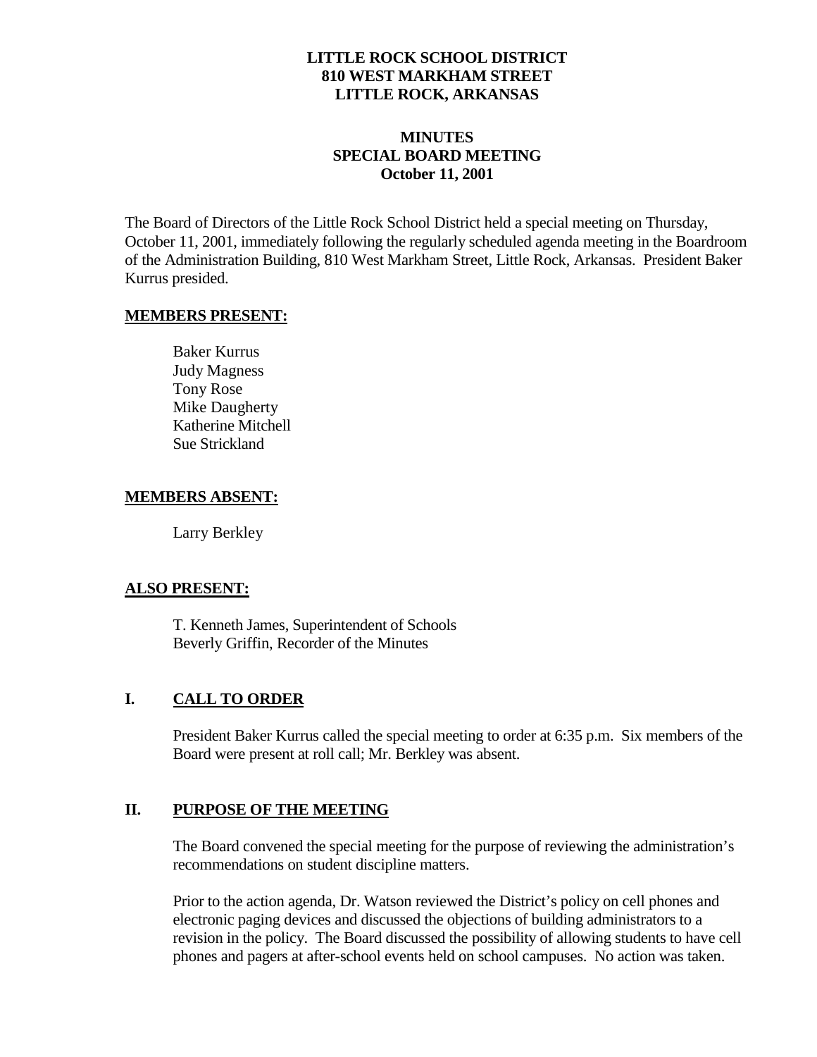**LITTLE ROCK SCHOOL DISTRICT**
**810 WEST MARKHAM STREET**
**LITTLE ROCK, ARKANSAS**

**MINUTES**
**SPECIAL BOARD MEETING**
**October 11, 2001**

The Board of Directors of the Little Rock School District held a special meeting on Thursday, October 11, 2001, immediately following the regularly scheduled agenda meeting in the Boardroom of the Administration Building, 810 West Markham Street, Little Rock, Arkansas. President Baker Kurrus presided.

**MEMBERS PRESENT:**

Baker Kurrus
Judy Magness
Tony Rose
Mike Daugherty
Katherine Mitchell
Sue Strickland

**MEMBERS ABSENT:**

Larry Berkley

**ALSO PRESENT:**

T. Kenneth James, Superintendent of Schools
Beverly Griffin, Recorder of the Minutes

## I. CALL TO ORDER

President Baker Kurrus called the special meeting to order at 6:35 p.m. Six members of the Board were present at roll call; Mr. Berkley was absent.

## II. PURPOSE OF THE MEETING

The Board convened the special meeting for the purpose of reviewing the administration's recommendations on student discipline matters.

Prior to the action agenda, Dr. Watson reviewed the District's policy on cell phones and electronic paging devices and discussed the objections of building administrators to a revision in the policy. The Board discussed the possibility of allowing students to have cell phones and pagers at after-school events held on school campuses. No action was taken.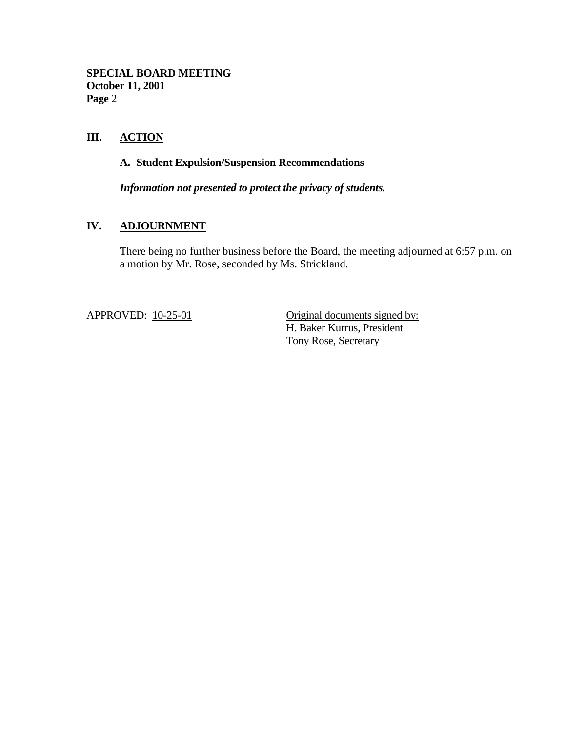## III. ACTION

### A. Student Expulsion/Suspension Recommendations

***Information not presented to protect the privacy of students.***

## IV. ADJOURNMENT

There being no further business before the Board, the meeting adjourned at 6:57 p.m. on a motion by Mr. Rose, seconded by Ms. Strickland.

APPROVED: 10-25-01

Original documents signed by:
H. Baker Kurrus, President
Tony Rose, Secretary